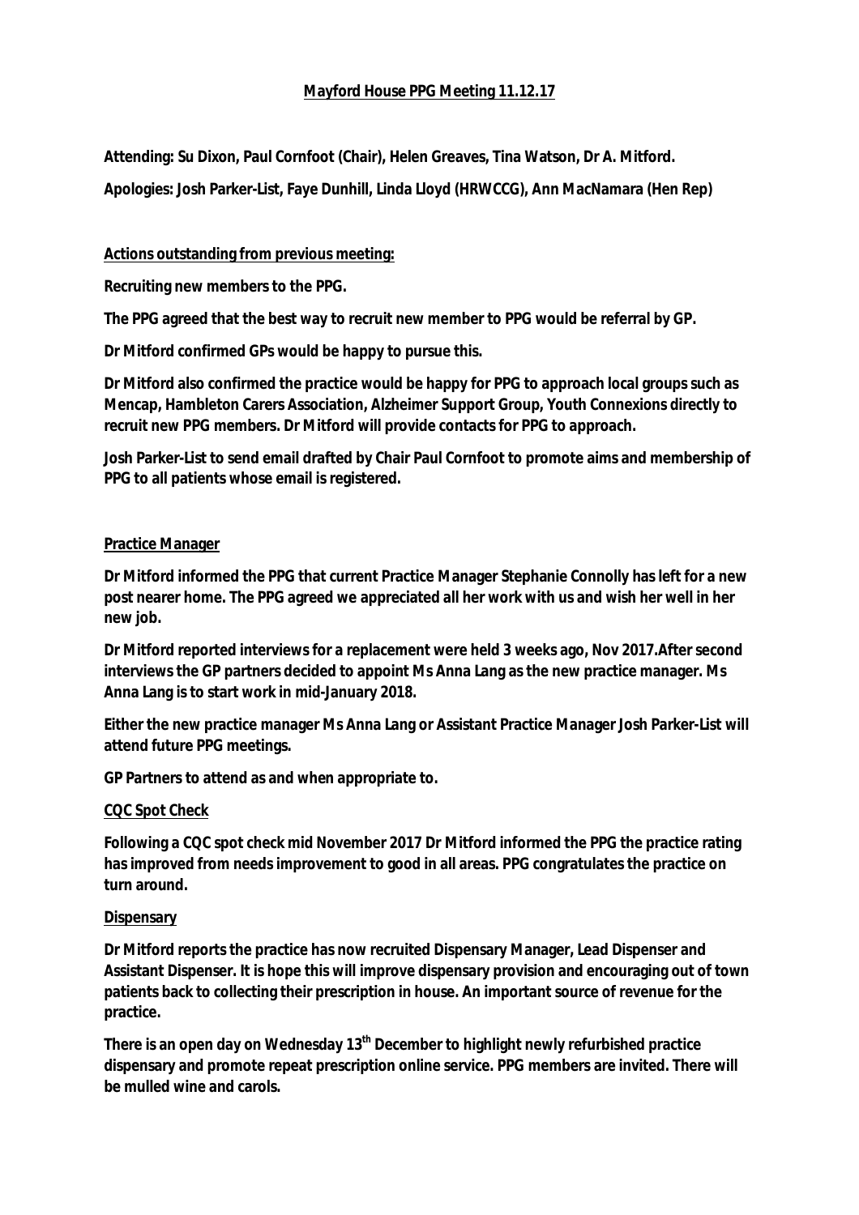# Mayford House PPG Meeting 11.12.17

**Attending: Su Dixon, Paul Cornfoot (Chair), Helen Greaves, Tina Watson, Dr A. Mitford.**

**Apologies: Josh Parker-List, Faye Dunhill, Linda Lloyd (HRWCCG), Ann MacNamara (Hen Rep)**

## Actions outstanding from previous meeting:

**Recruiting new members to the PPG.**

**The PPG agreed that the best way to recruit new member to PPG would be referral by GP.**

**Dr Mitford confirmed GPs would be happy to pursue this.**

**Dr Mitford also confirmed the practice would be happy for PPG to approach local groups such as Mencap, Hambleton Carers Association, Alzheimer Support Group, Youth Connexions directly to recruit new PPG members. Dr Mitford will provide contacts for PPG to approach.**

**Josh Parker-List to send email drafted by Chair Paul Cornfoot to promote aims and membership of PPG to all patients whose email is registered.**

## Practice Manager

**Dr Mitford informed the PPG that current Practice Manager Stephanie Connolly has left for a new post nearer home. The PPG agreed we appreciated all her work with us and wish her well in her new job.**

**Dr Mitford reported interviews for a replacement were held 3 weeks ago, Nov 2017.After second interviews the GP partners decided to appoint Ms Anna Lang as the new practice manager. Ms Anna Lang is to start work in mid-January 2018.**

**Either the new practice manager Ms Anna Lang or Assistant Practice Manager Josh Parker-List will attend future PPG meetings.**

**GP Partners to attend as and when appropriate to.**

## CQC Spot Check

**Following a CQC spot check mid November 2017 Dr Mitford informed the PPG the practice rating has improved from needs improvement to good in all areas. PPG congratulates the practice on turn around.**

## Dispensary

**Dr Mitford reports the practice has now recruited Dispensary Manager, Lead Dispenser and Assistant Dispenser. It is hope this will improve dispensary provision and encouraging out of town patients back to collecting their prescription in house. An important source of revenue for the practice.**

**There is an open day on Wednesday 13th December to highlight newly refurbished practice dispensary and promote repeat prescription online service. PPG members are invited. There will be mulled wine and carols.**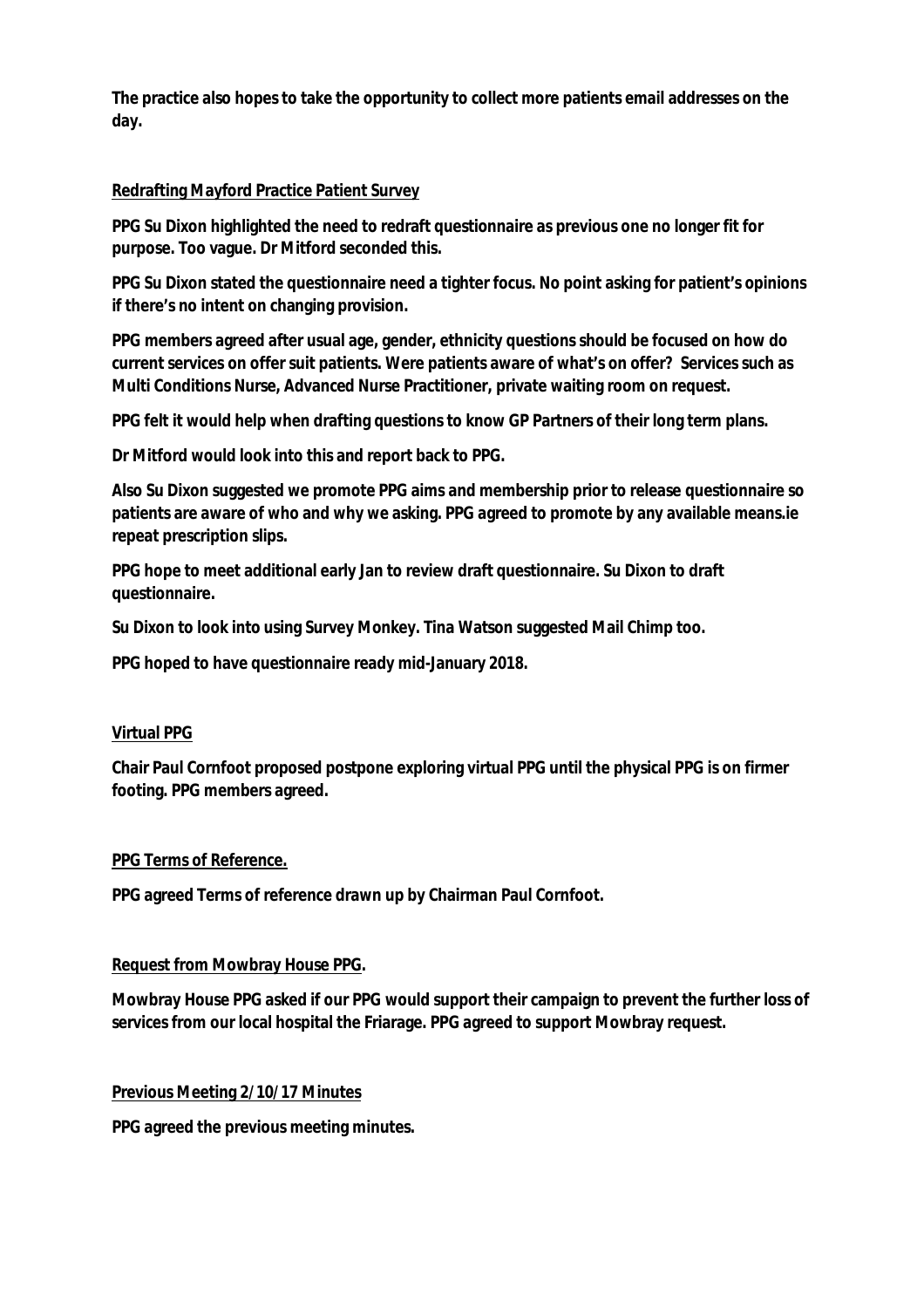**The practice also hopes to take the opportunity to collect more patients email addresses on the day.**

**<u>Redrafting Mayford Practice Patient Survey</u>**

**PPG Su Dixon highlighted the need to redraft questionnaire as previous one no longer fit for purpose. Too vague. Dr Mitford seconded this.**

**PPG Su Dixon stated the questionnaire need a tighter focus. No point asking for patient's opinions if there's no intent on changing provision.**

**PPG members agreed after usual age, gender, ethnicity questions should be focused on how do current services on offer suit patients. Were patients aware of what's on offer? Services such as Multi Conditions Nurse, Advanced Nurse Practitioner, private waiting room on request.**

**PPG felt it would help when drafting questions to know GP Partners of their long term plans.**

**Dr Mitford would look into this and report back to PPG.**

**Also Su Dixon suggested we promote PPG aims and membership prior to release questionnaire so patients are aware of who and why we asking. PPG agreed to promote by any available means.ie repeat prescription slips.**

**PPG hope to meet additional early Jan to review draft questionnaire. Su Dixon to draft questionnaire.**

**Su Dixon to look into using Survey Monkey. Tina Watson suggested Mail Chimp too.**

**PPG hoped to have questionnaire ready mid-January 2018.**

**<u>Virtual PPG</u>**

**Chair Paul Cornfoot proposed postpone exploring virtual PPG until the physical PPG is on firmer footing. PPG members agreed.**

**<u>PPG Terms of Reference.</u>**

**PPG agreed Terms of reference drawn up by Chairman Paul Cornfoot.**

**<u>Request from Mowbray House PPG</u>.**

**Mowbray House PPG asked if our PPG would support their campaign to prevent the further loss of services from our local hospital the Friarage. PPG agreed to support Mowbray request.**

**<u>Previous Meeting 2/10/17 Minutes</u>**

**PPG agreed the previous meeting minutes.**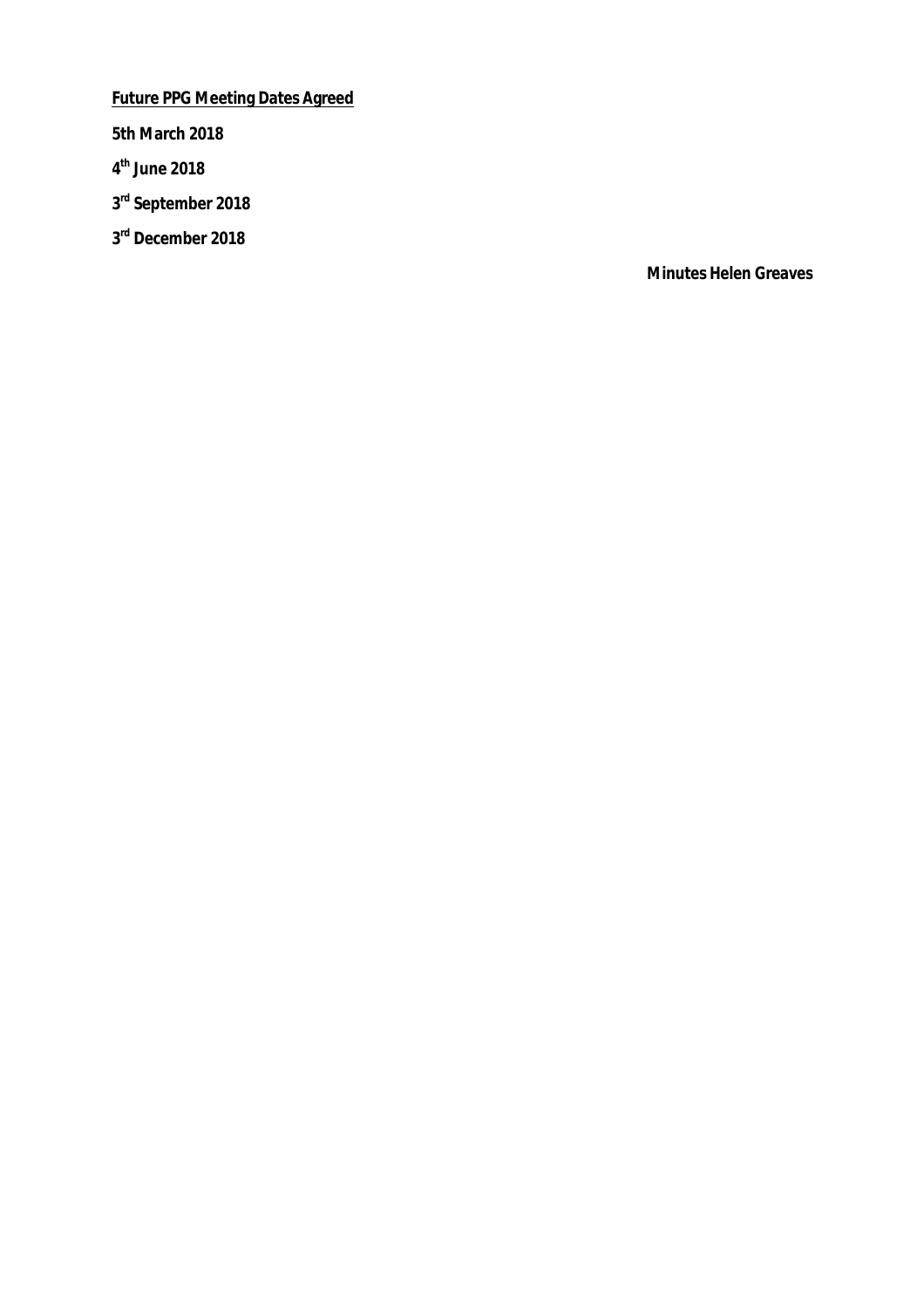**<u>Future PPG Meeting Dates Agreed</u>**

**5th March 2018**

**4th June 2018**

**3rd September 2018**

**3rd December 2018**

**Minutes Helen Greaves**